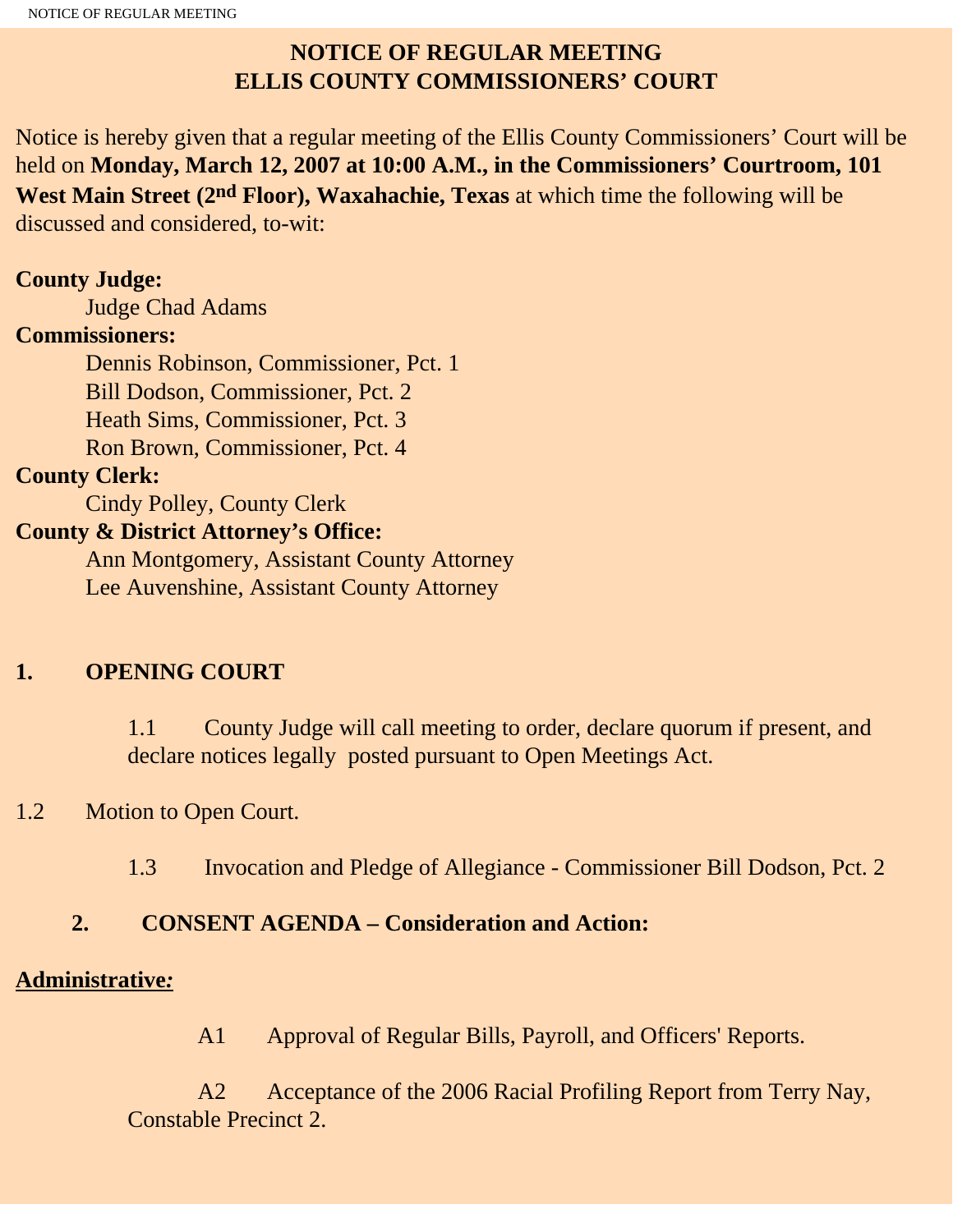# NOTICE OF REGULAR MEETING
# ELLIS COUNTY COMMISSIONERS' COURT

Notice is hereby given that a regular meeting of the Ellis County Commissioners' Court will be held on **Monday, March 12, 2007 at 10:00 A.M., in the Commissioners' Courtroom, 101 West Main Street (2nd Floor), Waxahachie, Texas** at which time the following will be discussed and considered, to-wit:

**County Judge:**
Judge Chad Adams

**Commissioners:**
Dennis Robinson, Commissioner, Pct. 1
Bill Dodson, Commissioner, Pct. 2
Heath Sims, Commissioner, Pct. 3
Ron Brown, Commissioner, Pct. 4

**County Clerk:**
Cindy Polley, County Clerk

**County & District Attorney's Office:**
Ann Montgomery, Assistant County Attorney
Lee Auvenshine, Assistant County Attorney

## 1. OPENING COURT

1.1 County Judge will call meeting to order, declare quorum if present, and declare notices legally posted pursuant to Open Meetings Act.

1.2 Motion to Open Court.

1.3 Invocation and Pledge of Allegiance - Commissioner Bill Dodson, Pct. 2

## 2. CONSENT AGENDA – Consideration and Action:

**Administrative:**

A1 Approval of Regular Bills, Payroll, and Officers' Reports.

A2 Acceptance of the 2006 Racial Profiling Report from Terry Nay, Constable Precinct 2.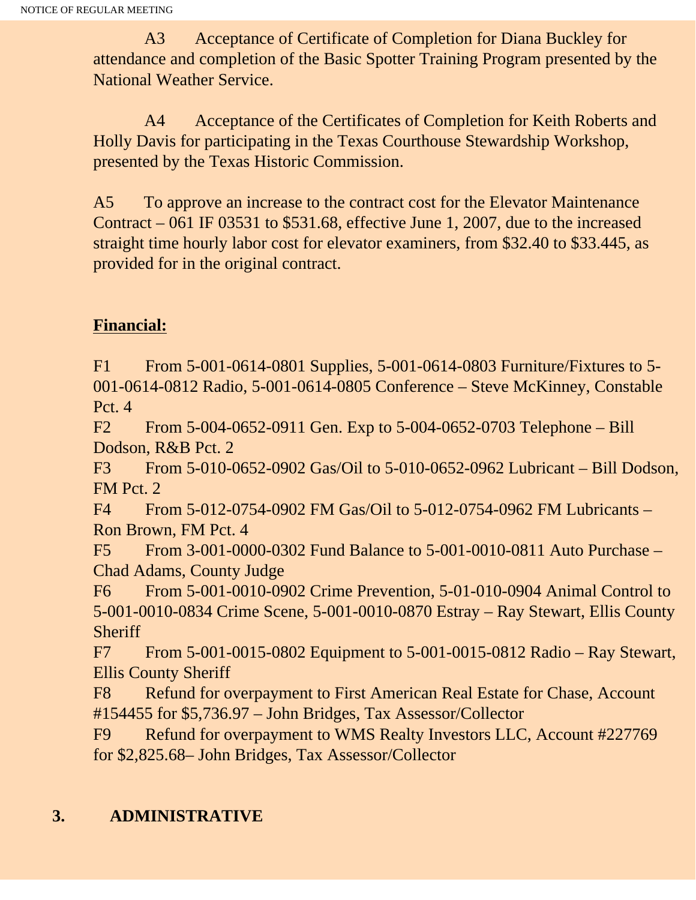A3 Acceptance of Certificate of Completion for Diana Buckley for attendance and completion of the Basic Spotter Training Program presented by the National Weather Service.

A4 Acceptance of the Certificates of Completion for Keith Roberts and Holly Davis for participating in the Texas Courthouse Stewardship Workshop, presented by the Texas Historic Commission.

A5 To approve an increase to the contract cost for the Elevator Maintenance Contract – 061 IF 03531 to $531.68, effective June 1, 2007, due to the increased straight time hourly labor cost for elevator examiners, from $32.40 to $33.445, as provided for in the original contract.

**Financial:**

F1 From 5-001-0614-0801 Supplies, 5-001-0614-0803 Furniture/Fixtures to 5-001-0614-0812 Radio, 5-001-0614-0805 Conference – Steve McKinney, Constable Pct. 4

F2 From 5-004-0652-0911 Gen. Exp to 5-004-0652-0703 Telephone – Bill Dodson, R&B Pct. 2

F3 From 5-010-0652-0902 Gas/Oil to 5-010-0652-0962 Lubricant – Bill Dodson, FM Pct. 2

F4 From 5-012-0754-0902 FM Gas/Oil to 5-012-0754-0962 FM Lubricants – Ron Brown, FM Pct. 4

F5 From 3-001-0000-0302 Fund Balance to 5-001-0010-0811 Auto Purchase – Chad Adams, County Judge

F6 From 5-001-0010-0902 Crime Prevention, 5-01-010-0904 Animal Control to 5-001-0010-0834 Crime Scene, 5-001-0010-0870 Estray – Ray Stewart, Ellis County Sheriff

F7 From 5-001-0015-0802 Equipment to 5-001-0015-0812 Radio – Ray Stewart, Ellis County Sheriff

F8 Refund for overpayment to First American Real Estate for Chase, Account #154455 for $5,736.97 – John Bridges, Tax Assessor/Collector

F9 Refund for overpayment to WMS Realty Investors LLC, Account #227769 for $2,825.68– John Bridges, Tax Assessor/Collector

**3. ADMINISTRATIVE**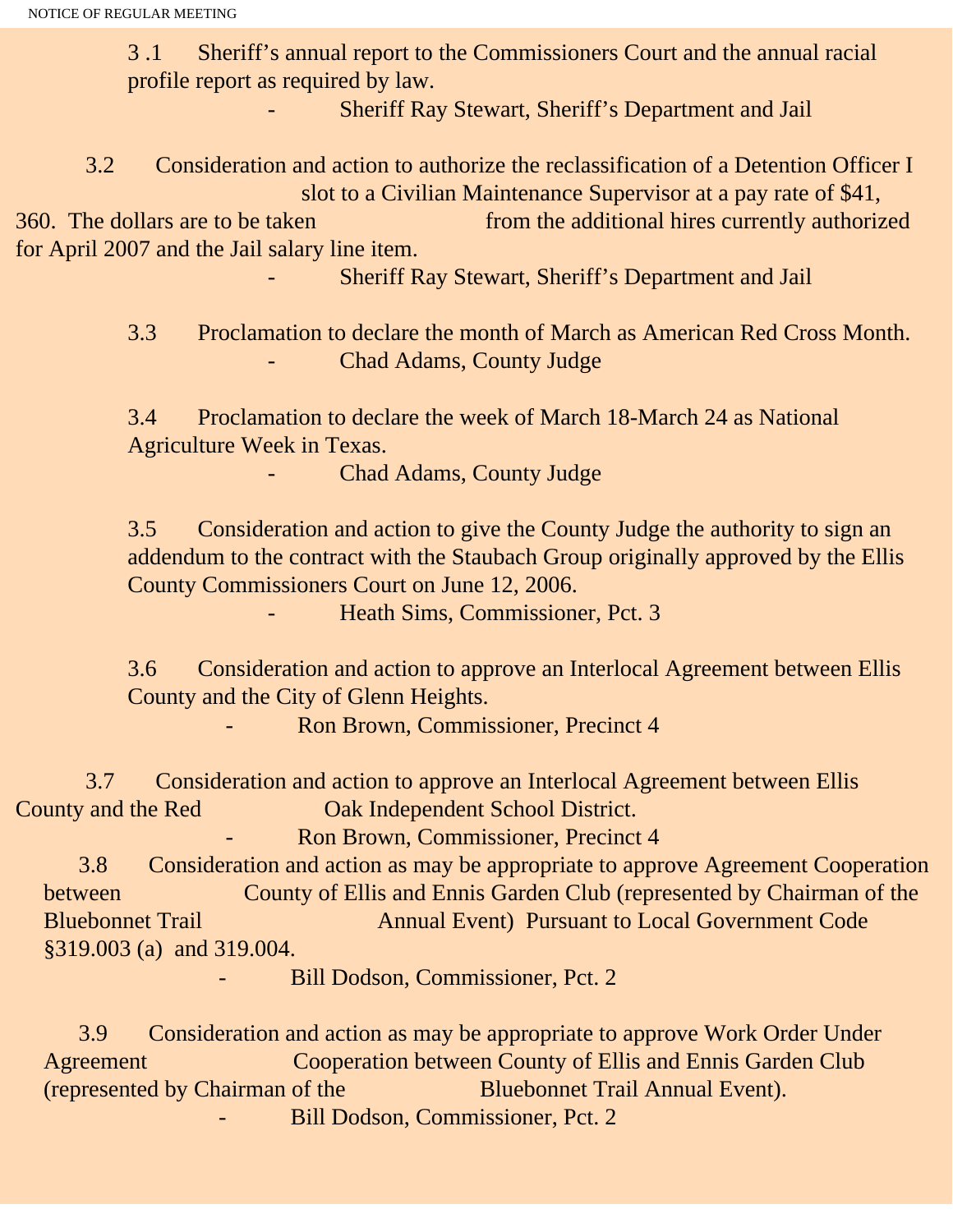3 .1 Sheriff's annual report to the Commissioners Court and the annual racial profile report as required by law.

- Sheriff Ray Stewart, Sheriff's Department and Jail

3.2 Consideration and action to authorize the reclassification of a Detention Officer I slot to a Civilian Maintenance Supervisor at a pay rate of $41, 360. The dollars are to be taken from the additional hires currently authorized for April 2007 and the Jail salary line item.

- Sheriff Ray Stewart, Sheriff's Department and Jail

3.3 Proclamation to declare the month of March as American Red Cross Month.

- Chad Adams, County Judge

3.4 Proclamation to declare the week of March 18-March 24 as National Agriculture Week in Texas.

- Chad Adams, County Judge

3.5 Consideration and action to give the County Judge the authority to sign an addendum to the contract with the Staubach Group originally approved by the Ellis County Commissioners Court on June 12, 2006.

- Heath Sims, Commissioner, Pct. 3

3.6 Consideration and action to approve an Interlocal Agreement between Ellis County and the City of Glenn Heights.

- Ron Brown, Commissioner, Precinct 4

3.7 Consideration and action to approve an Interlocal Agreement between Ellis County and the Red Oak Independent School District.

- Ron Brown, Commissioner, Precinct 4

3.8 Consideration and action as may be appropriate to approve Agreement Cooperation between County of Ellis and Ennis Garden Club (represented by Chairman of the Bluebonnet Trail Annual Event) Pursuant to Local Government Code §319.003 (a) and 319.004.

- Bill Dodson, Commissioner, Pct. 2

3.9 Consideration and action as may be appropriate to approve Work Order Under Agreement Cooperation between County of Ellis and Ennis Garden Club (represented by Chairman of the Bluebonnet Trail Annual Event).

- Bill Dodson, Commissioner, Pct. 2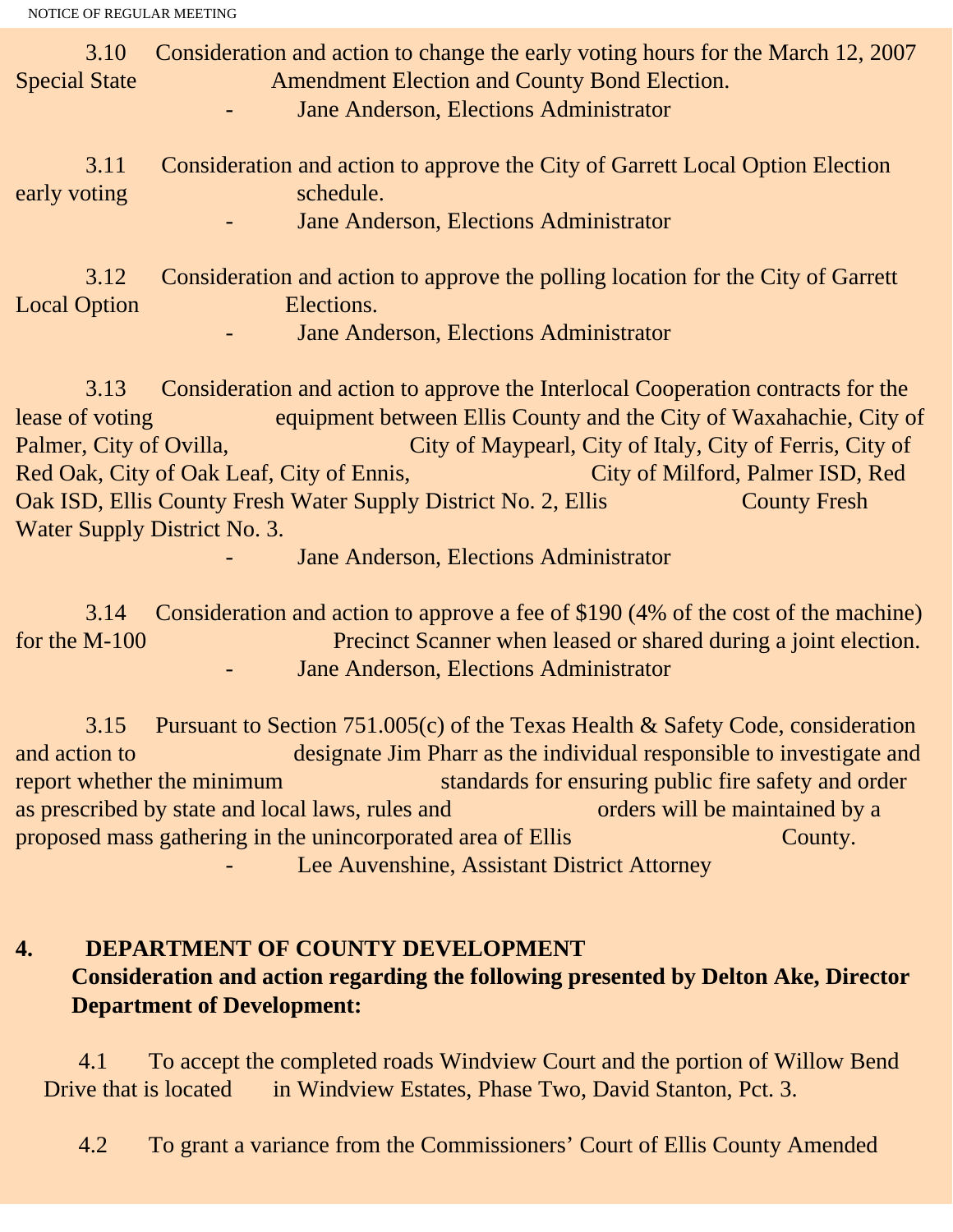3.10 Consideration and action to change the early voting hours for the March 12, 2007 Special State Amendment Election and County Bond Election.

- Jane Anderson, Elections Administrator

3.11 Consideration and action to approve the City of Garrett Local Option Election early voting schedule.

- Jane Anderson, Elections Administrator

3.12 Consideration and action to approve the polling location for the City of Garrett Local Option Elections.

- Jane Anderson, Elections Administrator

3.13 Consideration and action to approve the Interlocal Cooperation contracts for the lease of voting equipment between Ellis County and the City of Waxahachie, City of Palmer, City of Ovilla, City of Maypearl, City of Italy, City of Ferris, City of Red Oak, City of Oak Leaf, City of Ennis, City of Milford, Palmer ISD, Red Oak ISD, Ellis County Fresh Water Supply District No. 2, Ellis County Fresh Water Supply District No. 3.

- Jane Anderson, Elections Administrator

3.14 Consideration and action to approve a fee of $190 (4% of the cost of the machine) for the M-100 Precinct Scanner when leased or shared during a joint election.

- Jane Anderson, Elections Administrator

3.15 Pursuant to Section 751.005(c) of the Texas Health & Safety Code, consideration and action to designate Jim Pharr as the individual responsible to investigate and report whether the minimum standards for ensuring public fire safety and order as prescribed by state and local laws, rules and orders will be maintained by a proposed mass gathering in the unincorporated area of Ellis County.

- Lee Auvenshine, Assistant District Attorney

## 4. DEPARTMENT OF COUNTY DEVELOPMENT

**Consideration and action regarding the following presented by Delton Ake, Director Department of Development:**

4.1 To accept the completed roads Windview Court and the portion of Willow Bend Drive that is located in Windview Estates, Phase Two, David Stanton, Pct. 3.

4.2 To grant a variance from the Commissioners' Court of Ellis County Amended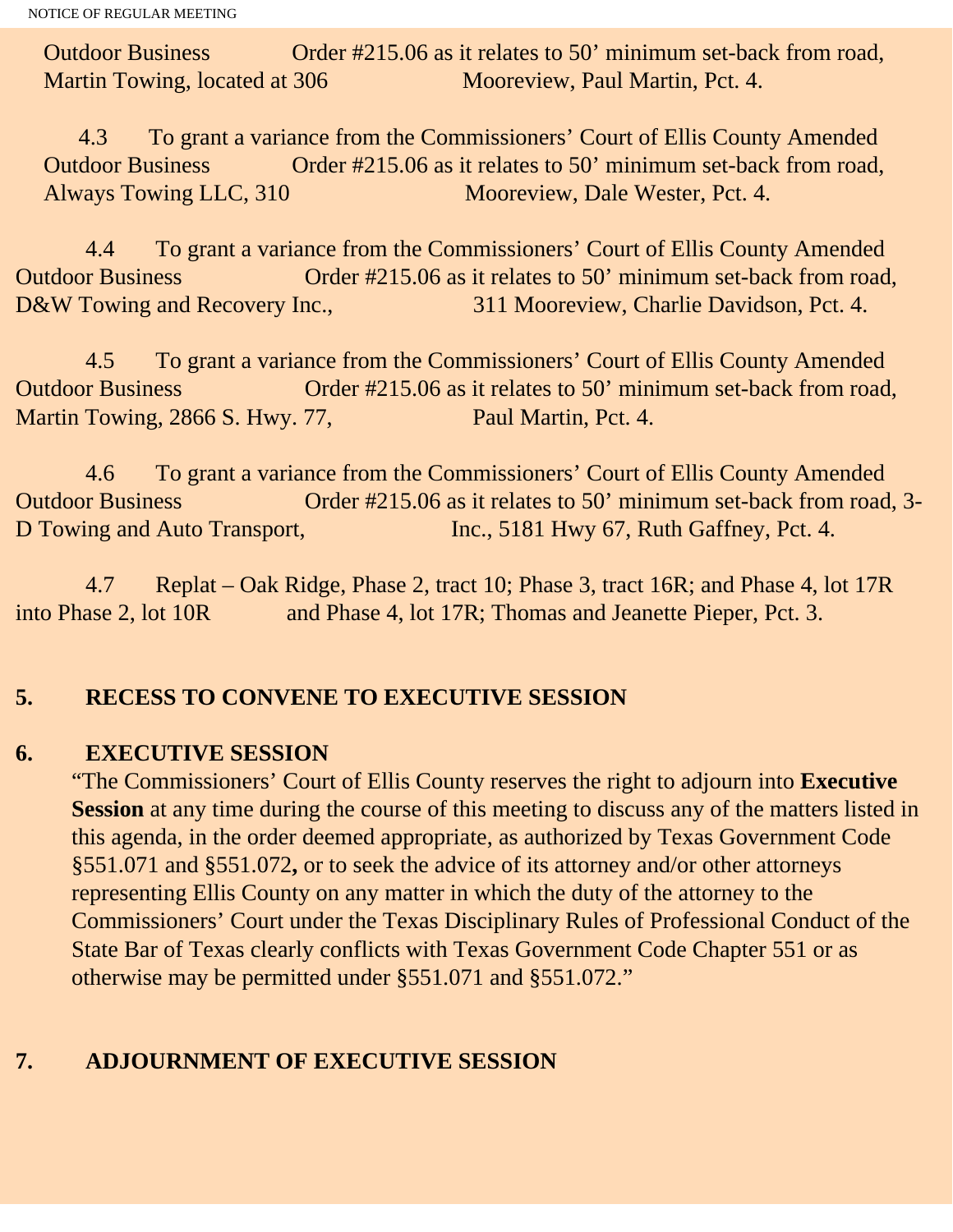Outdoor Business Order #215.06 as it relates to 50’ minimum set-back from road, Martin Towing, located at 306 Mooreview, Paul Martin, Pct. 4.

4.3 To grant a variance from the Commissioners’ Court of Ellis County Amended Outdoor Business Order #215.06 as it relates to 50’ minimum set-back from road, Always Towing LLC, 310 Mooreview, Dale Wester, Pct. 4.

4.4 To grant a variance from the Commissioners’ Court of Ellis County Amended Outdoor Business Order #215.06 as it relates to 50’ minimum set-back from road, D&W Towing and Recovery Inc., 311 Mooreview, Charlie Davidson, Pct. 4.

4.5 To grant a variance from the Commissioners’ Court of Ellis County Amended Outdoor Business Order #215.06 as it relates to 50’ minimum set-back from road, Martin Towing, 2866 S. Hwy. 77, Paul Martin, Pct. 4.

4.6 To grant a variance from the Commissioners’ Court of Ellis County Amended Outdoor Business Order #215.06 as it relates to 50’ minimum set-back from road, 3-D Towing and Auto Transport, Inc., 5181 Hwy 67, Ruth Gaffney, Pct. 4.

4.7 Replat – Oak Ridge, Phase 2, tract 10; Phase 3, tract 16R; and Phase 4, lot 17R into Phase 2, lot 10R and Phase 4, lot 17R; Thomas and Jeanette Pieper, Pct. 3.

**5. RECESS TO CONVENE TO EXECUTIVE SESSION**

**6. EXECUTIVE SESSION**

“The Commissioners’ Court of Ellis County reserves the right to adjourn into **Executive Session** at any time during the course of this meeting to discuss any of the matters listed in this agenda, in the order deemed appropriate, as authorized by Texas Government Code §551.071 and §551.072**,** or to seek the advice of its attorney and/or other attorneys representing Ellis County on any matter in which the duty of the attorney to the Commissioners’ Court under the Texas Disciplinary Rules of Professional Conduct of the State Bar of Texas clearly conflicts with Texas Government Code Chapter 551 or as otherwise may be permitted under §551.071 and §551.072.”

**7. ADJOURNMENT OF EXECUTIVE SESSION**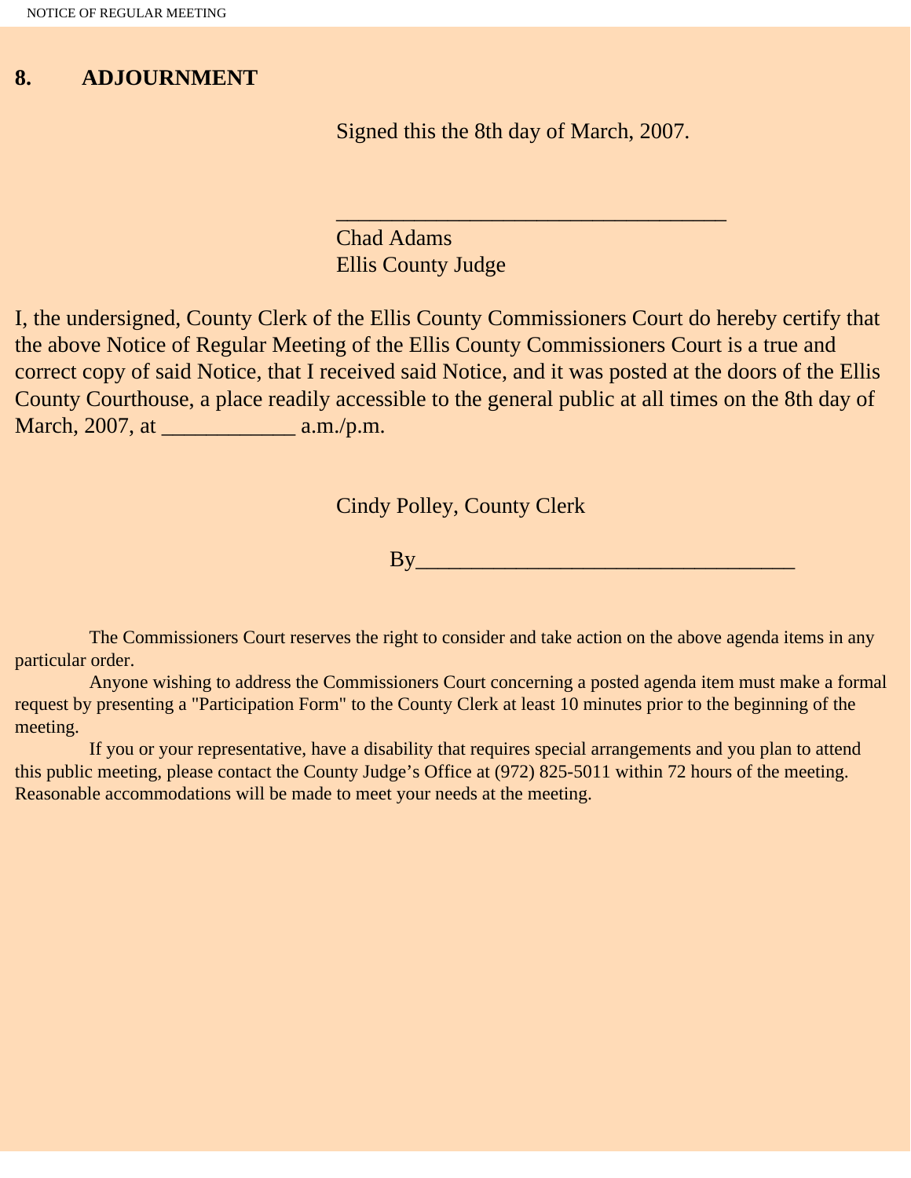## 8. ADJOURNMENT

Signed this the 8th day of March, 2007.

___________________________________

Chad Adams
Ellis County Judge

I, the undersigned, County Clerk of the Ellis County Commissioners Court do hereby certify that the above Notice of Regular Meeting of the Ellis County Commissioners Court is a true and correct copy of said Notice, that I received said Notice, and it was posted at the doors of the Ellis County Courthouse, a place readily accessible to the general public at all times on the 8th day of March, 2007, at ____________ a.m./p.m.

Cindy Polley, County Clerk

By_________________________________

The Commissioners Court reserves the right to consider and take action on the above agenda items in any particular order.

Anyone wishing to address the Commissioners Court concerning a posted agenda item must make a formal request by presenting a "Participation Form" to the County Clerk at least 10 minutes prior to the beginning of the meeting.

If you or your representative, have a disability that requires special arrangements and you plan to attend this public meeting, please contact the County Judge's Office at (972) 825-5011 within 72 hours of the meeting. Reasonable accommodations will be made to meet your needs at the meeting.